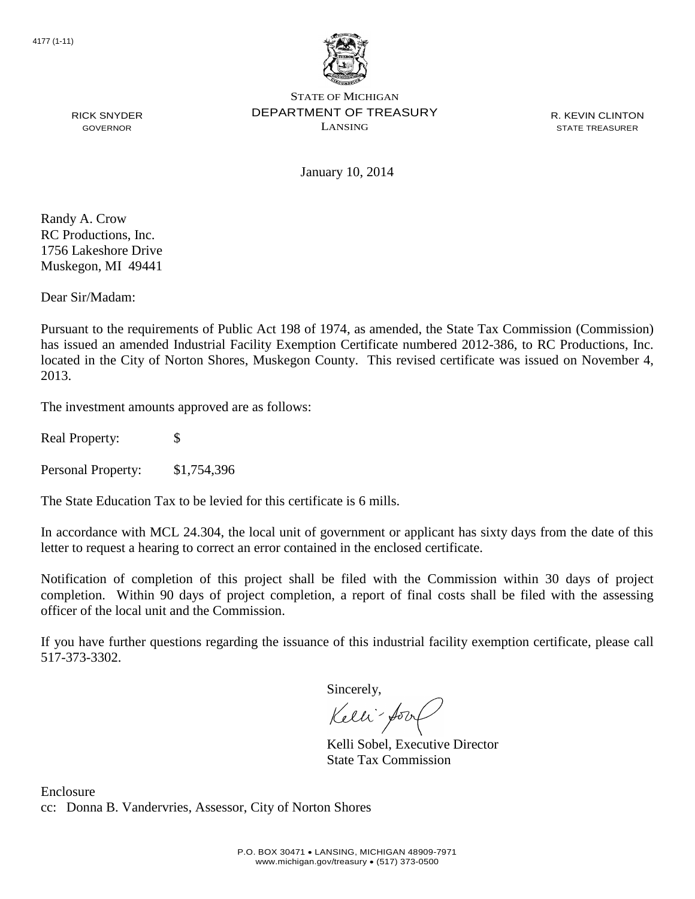4177 (1-11)

STATE OF MICHIGAN
DEPARTMENT OF TREASURY
LANSING

RICK SNYDER
GOVERNOR

R. KEVIN CLINTON
STATE TREASURER

January 10, 2014

Randy A. Crow
RC Productions, Inc.
1756 Lakeshore Drive
Muskegon, MI 49441

Dear Sir/Madam:

Pursuant to the requirements of Public Act 198 of 1974, as amended, the State Tax Commission (Commission) has issued an amended Industrial Facility Exemption Certificate numbered 2012-386, to RC Productions, Inc. located in the City of Norton Shores, Muskegon County. This revised certificate was issued on November 4, 2013.

The investment amounts approved are as follows:

Real Property: $

Personal Property: $1,754,396

The State Education Tax to be levied for this certificate is 6 mills.

In accordance with MCL 24.304, the local unit of government or applicant has sixty days from the date of this letter to request a hearing to correct an error contained in the enclosed certificate.

Notification of completion of this project shall be filed with the Commission within 30 days of project completion. Within 90 days of project completion, a report of final costs shall be filed with the assessing officer of the local unit and the Commission.

If you have further questions regarding the issuance of this industrial facility exemption certificate, please call 517-373-3302.

Sincerely,

Kelli Sobel, Executive Director
State Tax Commission

Enclosure
cc: Donna B. Vandervries, Assessor, City of Norton Shores

P.O. BOX 30471 • LANSING, MICHIGAN 48909-7971
www.michigan.gov/treasury • (517) 373-0500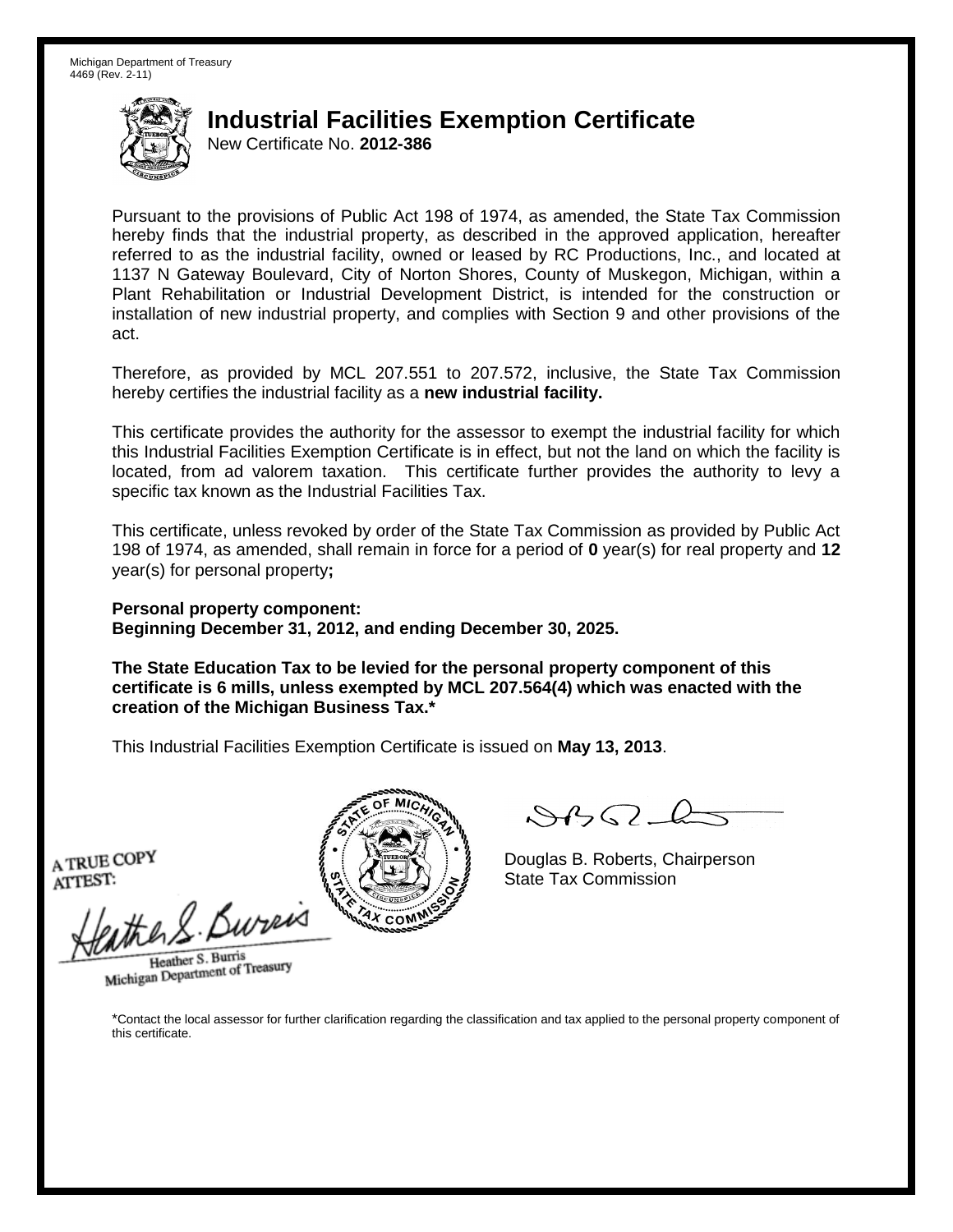Michigan Department of Treasury
4469 (Rev. 2-11)

# Industrial Facilities Exemption Certificate

New Certificate No. **2012-386**

Pursuant to the provisions of Public Act 198 of 1974, as amended, the State Tax Commission hereby finds that the industrial property, as described in the approved application, hereafter referred to as the industrial facility, owned or leased by RC Productions, Inc., and located at 1137 N Gateway Boulevard, City of Norton Shores, County of Muskegon, Michigan, within a Plant Rehabilitation or Industrial Development District, is intended for the construction or installation of new industrial property, and complies with Section 9 and other provisions of the act.

Therefore, as provided by MCL 207.551 to 207.572, inclusive, the State Tax Commission hereby certifies the industrial facility as a **new industrial facility.**

This certificate provides the authority for the assessor to exempt the industrial facility for which this Industrial Facilities Exemption Certificate is in effect, but not the land on which the facility is located, from ad valorem taxation. This certificate further provides the authority to levy a specific tax known as the Industrial Facilities Tax.

This certificate, unless revoked by order of the State Tax Commission as provided by Public Act 198 of 1974, as amended, shall remain in force for a period of **0** year(s) for real property and **12** year(s) for personal property**;**

**Personal property component:**
**Beginning December 31, 2012, and ending December 30, 2025.**

**The State Education Tax to be levied for the personal property component of this certificate is 6 mills, unless exempted by MCL 207.564(4) which was enacted with the creation of the Michigan Business Tax.***

This Industrial Facilities Exemption Certificate is issued on **May 13, 2013**.

A TRUE COPY
ATTEST:

Heather S. Burris
Michigan Department of Treasury

Douglas B. Roberts, Chairperson
State Tax Commission

*Contact the local assessor for further clarification regarding the classification and tax applied to the personal property component of this certificate.